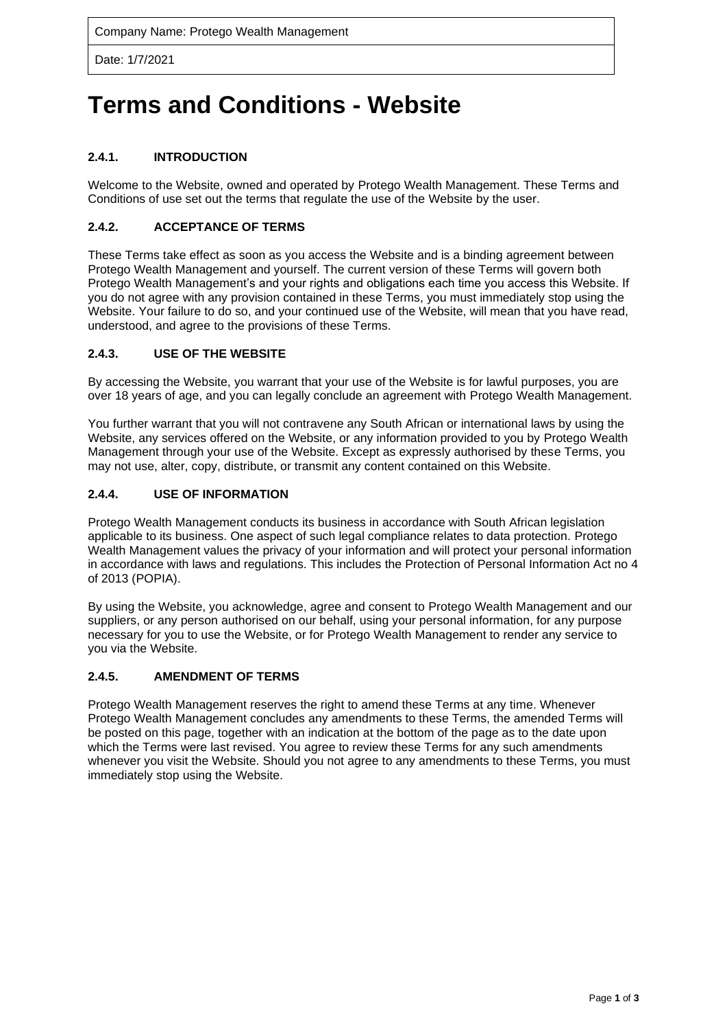| Company Name: Protego Wealth Management |
| --- |
| Date: 1/7/2021 |

# Terms and Conditions - Website

### 2.4.1. INTRODUCTION

Welcome to the Website, owned and operated by Protego Wealth Management. These Terms and Conditions of use set out the terms that regulate the use of the Website by the user.

### 2.4.2. ACCEPTANCE OF TERMS

These Terms take effect as soon as you access the Website and is a binding agreement between Protego Wealth Management and yourself. The current version of these Terms will govern both Protego Wealth Management's and your rights and obligations each time you access this Website. If you do not agree with any provision contained in these Terms, you must immediately stop using the Website. Your failure to do so, and your continued use of the Website, will mean that you have read, understood, and agree to the provisions of these Terms.

### 2.4.3. USE OF THE WEBSITE

By accessing the Website, you warrant that your use of the Website is for lawful purposes, you are over 18 years of age, and you can legally conclude an agreement with Protego Wealth Management.

You further warrant that you will not contravene any South African or international laws by using the Website, any services offered on the Website, or any information provided to you by Protego Wealth Management through your use of the Website. Except as expressly authorised by these Terms, you may not use, alter, copy, distribute, or transmit any content contained on this Website.

### 2.4.4. USE OF INFORMATION

Protego Wealth Management conducts its business in accordance with South African legislation applicable to its business. One aspect of such legal compliance relates to data protection. Protego Wealth Management values the privacy of your information and will protect your personal information in accordance with laws and regulations. This includes the Protection of Personal Information Act no 4 of 2013 (POPIA).

By using the Website, you acknowledge, agree and consent to Protego Wealth Management and our suppliers, or any person authorised on our behalf, using your personal information, for any purpose necessary for you to use the Website, or for Protego Wealth Management to render any service to you via the Website.

### 2.4.5. AMENDMENT OF TERMS

Protego Wealth Management reserves the right to amend these Terms at any time. Whenever Protego Wealth Management concludes any amendments to these Terms, the amended Terms will be posted on this page, together with an indication at the bottom of the page as to the date upon which the Terms were last revised. You agree to review these Terms for any such amendments whenever you visit the Website. Should you not agree to any amendments to these Terms, you must immediately stop using the Website.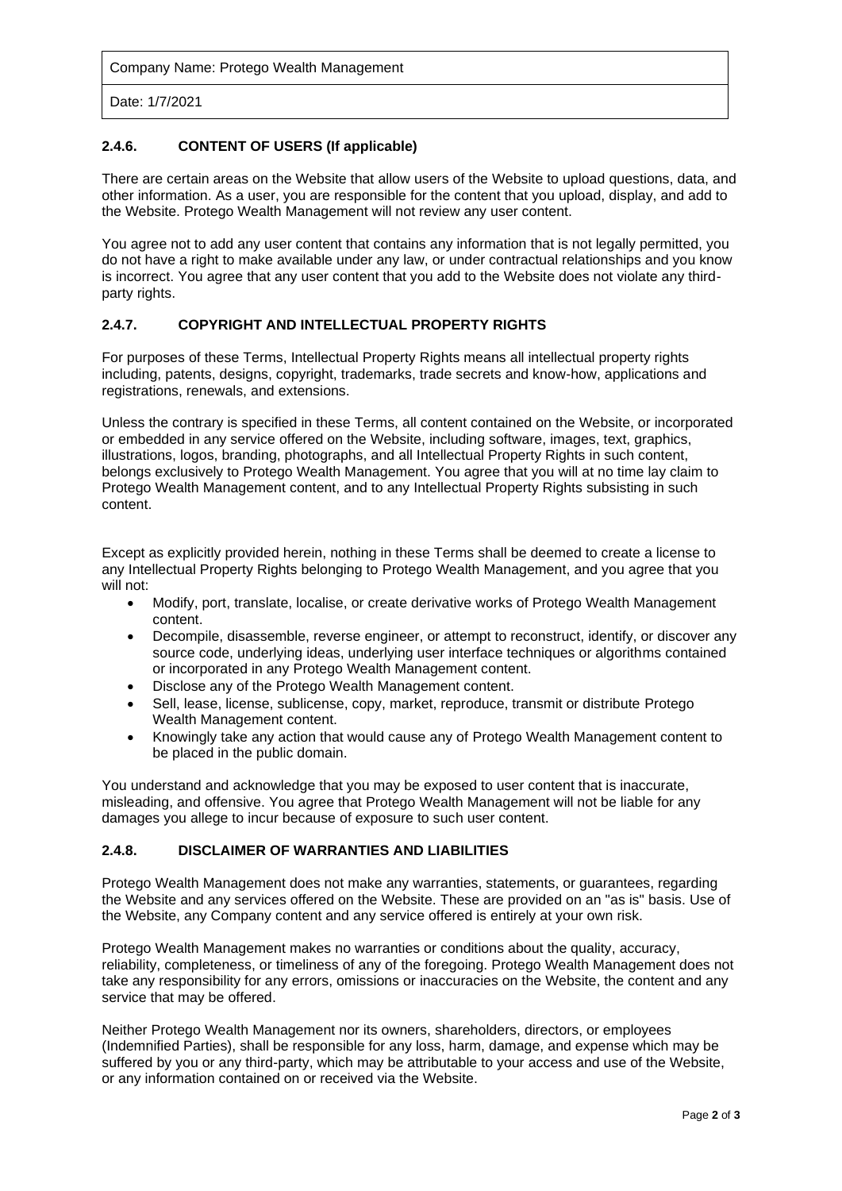| Company Name: Protego Wealth Management |
| --- |
| Date: 1/7/2021 |

### 2.4.6. CONTENT OF USERS (If applicable)

There are certain areas on the Website that allow users of the Website to upload questions, data, and other information. As a user, you are responsible for the content that you upload, display, and add to the Website. Protego Wealth Management will not review any user content.

You agree not to add any user content that contains any information that is not legally permitted, you do not have a right to make available under any law, or under contractual relationships and you know is incorrect. You agree that any user content that you add to the Website does not violate any third-party rights.

### 2.4.7. COPYRIGHT AND INTELLECTUAL PROPERTY RIGHTS

For purposes of these Terms, Intellectual Property Rights means all intellectual property rights including, patents, designs, copyright, trademarks, trade secrets and know-how, applications and registrations, renewals, and extensions.

Unless the contrary is specified in these Terms, all content contained on the Website, or incorporated or embedded in any service offered on the Website, including software, images, text, graphics, illustrations, logos, branding, photographs, and all Intellectual Property Rights in such content, belongs exclusively to Protego Wealth Management. You agree that you will at no time lay claim to Protego Wealth Management content, and to any Intellectual Property Rights subsisting in such content.

Except as explicitly provided herein, nothing in these Terms shall be deemed to create a license to any Intellectual Property Rights belonging to Protego Wealth Management, and you agree that you will not:

- Modify, port, translate, localise, or create derivative works of Protego Wealth Management content.
- Decompile, disassemble, reverse engineer, or attempt to reconstruct, identify, or discover any source code, underlying ideas, underlying user interface techniques or algorithms contained or incorporated in any Protego Wealth Management content.
- Disclose any of the Protego Wealth Management content.
- Sell, lease, license, sublicense, copy, market, reproduce, transmit or distribute Protego Wealth Management content.
- Knowingly take any action that would cause any of Protego Wealth Management content to be placed in the public domain.

You understand and acknowledge that you may be exposed to user content that is inaccurate, misleading, and offensive. You agree that Protego Wealth Management will not be liable for any damages you allege to incur because of exposure to such user content.

### 2.4.8. DISCLAIMER OF WARRANTIES AND LIABILITIES

Protego Wealth Management does not make any warranties, statements, or guarantees, regarding the Website and any services offered on the Website. These are provided on an "as is" basis. Use of the Website, any Company content and any service offered is entirely at your own risk.

Protego Wealth Management makes no warranties or conditions about the quality, accuracy, reliability, completeness, or timeliness of any of the foregoing. Protego Wealth Management does not take any responsibility for any errors, omissions or inaccuracies on the Website, the content and any service that may be offered.

Neither Protego Wealth Management nor its owners, shareholders, directors, or employees (Indemnified Parties), shall be responsible for any loss, harm, damage, and expense which may be suffered by you or any third-party, which may be attributable to your access and use of the Website, or any information contained on or received via the Website.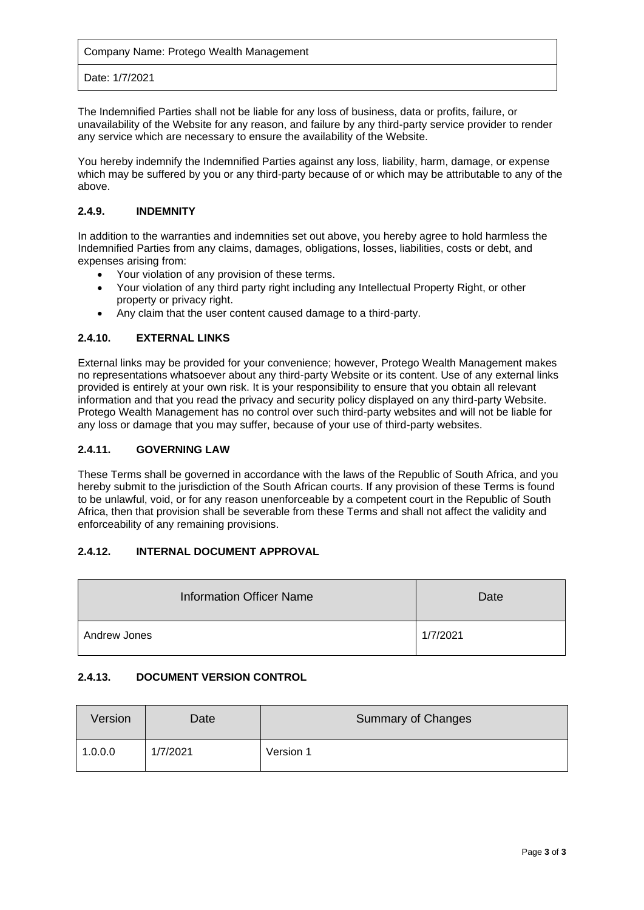| Company Name: Protego Wealth Management |
| --- |
| Date: 1/7/2021 |

The Indemnified Parties shall not be liable for any loss of business, data or profits, failure, or unavailability of the Website for any reason, and failure by any third-party service provider to render any service which are necessary to ensure the availability of the Website.

You hereby indemnify the Indemnified Parties against any loss, liability, harm, damage, or expense which may be suffered by you or any third-party because of or which may be attributable to any of the above.

### 2.4.9. INDEMNITY

In addition to the warranties and indemnities set out above, you hereby agree to hold harmless the Indemnified Parties from any claims, damages, obligations, losses, liabilities, costs or debt, and expenses arising from:

- Your violation of any provision of these terms.
- Your violation of any third party right including any Intellectual Property Right, or other property or privacy right.
- Any claim that the user content caused damage to a third-party.

### 2.4.10. EXTERNAL LINKS

External links may be provided for your convenience; however, Protego Wealth Management makes no representations whatsoever about any third-party Website or its content. Use of any external links provided is entirely at your own risk. It is your responsibility to ensure that you obtain all relevant information and that you read the privacy and security policy displayed on any third-party Website. Protego Wealth Management has no control over such third-party websites and will not be liable for any loss or damage that you may suffer, because of your use of third-party websites.

### 2.4.11. GOVERNING LAW

These Terms shall be governed in accordance with the laws of the Republic of South Africa, and you hereby submit to the jurisdiction of the South African courts. If any provision of these Terms is found to be unlawful, void, or for any reason unenforceable by a competent court in the Republic of South Africa, then that provision shall be severable from these Terms and shall not affect the validity and enforceability of any remaining provisions.

### 2.4.12. INTERNAL DOCUMENT APPROVAL

| Information Officer Name | Date |
| --- | --- |
| Andrew Jones | 1/7/2021 |

### 2.4.13. DOCUMENT VERSION CONTROL

| Version | Date | Summary of Changes |
| --- | --- | --- |
| 1.0.0.0 | 1/7/2021 | Version 1 |